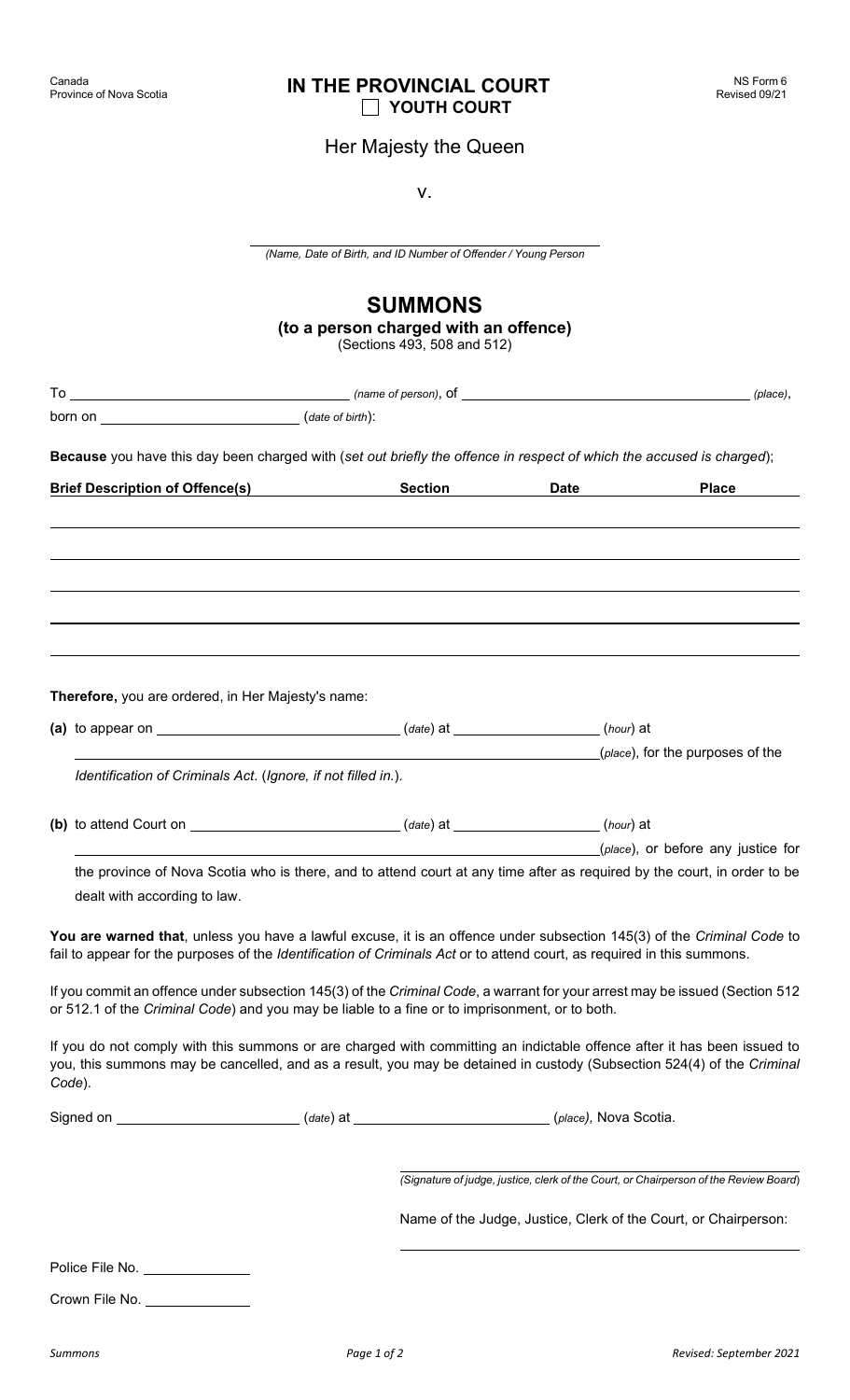Canada
Province of Nova Scotia

NS Form 6
Revised 09/21

# IN THE PROVINCIAL COURT

☐ **YOUTH COURT**

Her Majesty the Queen

v.

______________________________________
*(Name, Date of Birth, and ID Number of Offender / Young Person*

## SUMMONS

**(to a person charged with an offence)**

(Sections 493, 508 and 512)

To ______________________ *(name of person)*, of ______________________ *(place)*,
born on ______________ (*date of birth*):

**Because** you have this day been charged with (*set out briefly the offence in respect of which the accused is charged*);

| Brief Description of Offence(s) | Section | Date | Place |
|---|---|---|---|
| | | | |
| | | | |
| | | | |
| | | | |
| | | | |

**Therefore,** you are ordered, in Her Majesty's name:

**(a)** to appear on ______________________ (*date*) at ______________ (*hour*) at
______________________________________ (*place*), for the purposes of the *Identification of Criminals Act*. (*Ignore, if not filled in.*).

**(b)** to attend Court on ______________________ (*date*) at ______________ (*hour*) at
______________________________________ (*place*), or before any justice for the province of Nova Scotia who is there, and to attend court at any time after as required by the court, in order to be dealt with according to law.

**You are warned that**, unless you have a lawful excuse, it is an offence under subsection 145(3) of the *Criminal Code* to fail to appear for the purposes of the *Identification of Criminals Act* or to attend court, as required in this summons.

If you commit an offence under subsection 145(3) of the *Criminal Code*, a warrant for your arrest may be issued (Section 512 or 512.1 of the *Criminal Code*) and you may be liable to a fine or to imprisonment, or to both.

If you do not comply with this summons or are charged with committing an indictable offence after it has been issued to you, this summons may be cancelled, and as a result, you may be detained in custody (Subsection 524(4) of the *Criminal Code*).

Signed on ______________ (*date*) at ______________ (*place*), Nova Scotia.

______________________________________
(*Signature of judge, justice, clerk of the Court, or Chairperson of the Review Board*)

Name of the Judge, Justice, Clerk of the Court, or Chairperson:

______________________________________

Police File No. ____________

Crown File No. ____________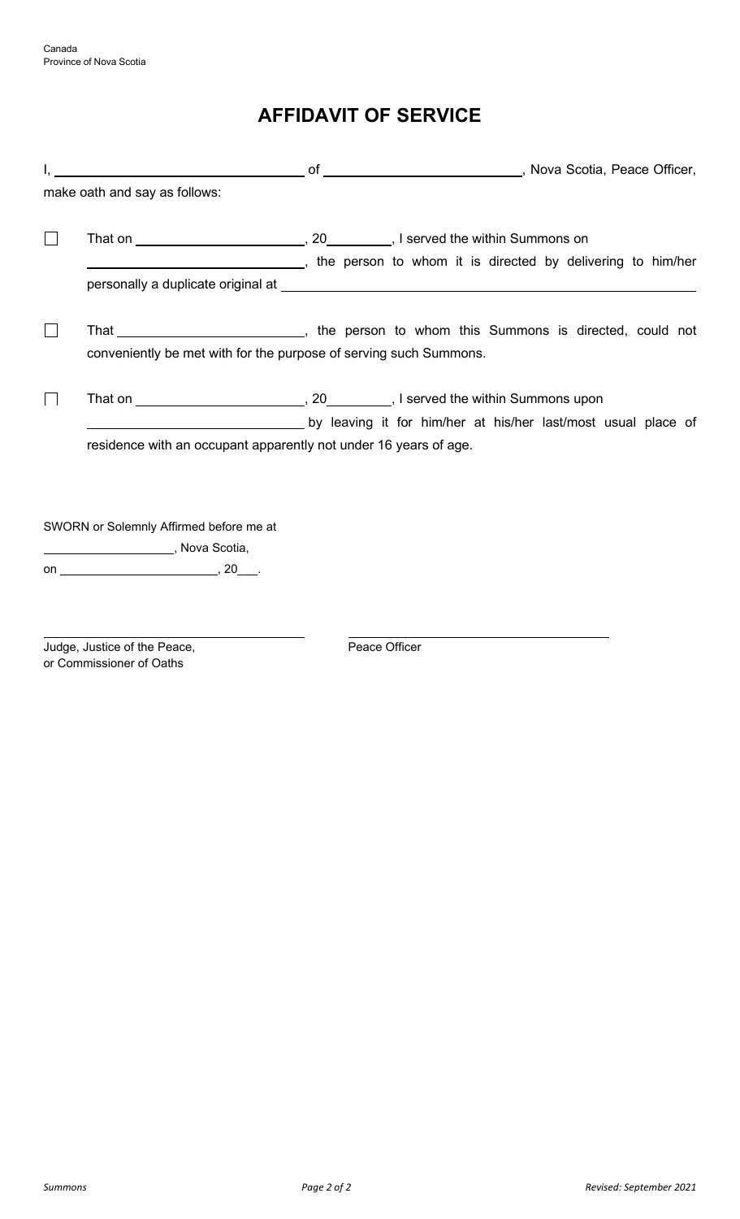Canada
Province of Nova Scotia

# AFFIDAVIT OF SERVICE

I, ______________________________ of ________________________, Nova Scotia, Peace Officer, make oath and say as follows:

☐ That on ____________________, 20________, I served the within Summons on __________________________, the person to whom it is directed by delivering to him/her personally a duplicate original at ______________________________________________

☐ That ______________________, the person to whom this Summons is directed, could not conveniently be met with for the purpose of serving such Summons.

☐ That on ____________________, 20________, I served the within Summons upon __________________________ by leaving it for him/her at his/her last/most usual place of residence with an occupant apparently not under 16 years of age.

SWORN or Solemnly Affirmed before me at
__________________, Nova Scotia,
on ______________________, 20___.

______________________________
Judge, Justice of the Peace,
or Commissioner of Oaths

______________________________
Peace Officer

*Summons* *Revised: September 2021*